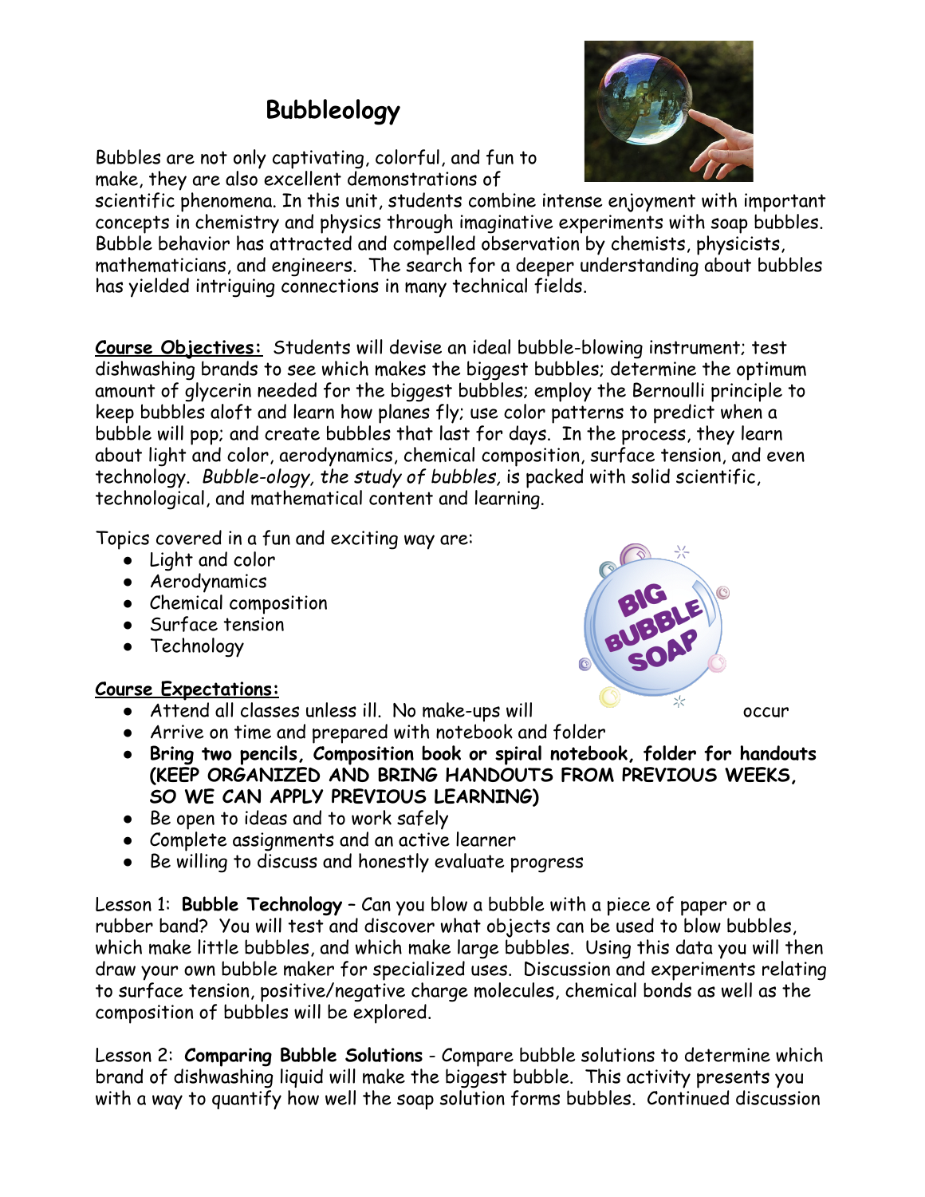# Bubbleology

Bubbles are not only captivating, colorful, and fun to make, they are also excellent demonstrations of scientific phenomena. In this unit, students combine intense enjoyment with important concepts in chemistry and physics through imaginative experiments with soap bubbles. Bubble behavior has attracted and compelled observation by chemists, physicists, mathematicians, and engineers. The search for a deeper understanding about bubbles has yielded intriguing connections in many technical fields.

**Course Objectives:** Students will devise an ideal bubble-blowing instrument; test dishwashing brands to see which makes the biggest bubbles; determine the optimum amount of glycerin needed for the biggest bubbles; employ the Bernoulli principle to keep bubbles aloft and learn how planes fly; use color patterns to predict when a bubble will pop; and create bubbles that last for days. In the process, they learn about light and color, aerodynamics, chemical composition, surface tension, and even technology. *Bubble-ology, the study of bubbles,* is packed with solid scientific, technological, and mathematical content and learning.

Topics covered in a fun and exciting way are:

- Light and color
- Aerodynamics
- Chemical composition
- Surface tension
- Technology

**Course Expectations:**

- Attend all classes unless ill. No make-ups will occur
- Arrive on time and prepared with notebook and folder
- **Bring two pencils, Composition book or spiral notebook, folder for handouts (KEEP ORGANIZED AND BRING HANDOUTS FROM PREVIOUS WEEKS, SO WE CAN APPLY PREVIOUS LEARNING)**
- Be open to ideas and to work safely
- Complete assignments and an active learner
- Be willing to discuss and honestly evaluate progress

Lesson 1: **Bubble Technology** – Can you blow a bubble with a piece of paper or a rubber band? You will test and discover what objects can be used to blow bubbles, which make little bubbles, and which make large bubbles. Using this data you will then draw your own bubble maker for specialized uses. Discussion and experiments relating to surface tension, positive/negative charge molecules, chemical bonds as well as the composition of bubbles will be explored.

Lesson 2: **Comparing Bubble Solutions** - Compare bubble solutions to determine which brand of dishwashing liquid will make the biggest bubble. This activity presents you with a way to quantify how well the soap solution forms bubbles. Continued discussion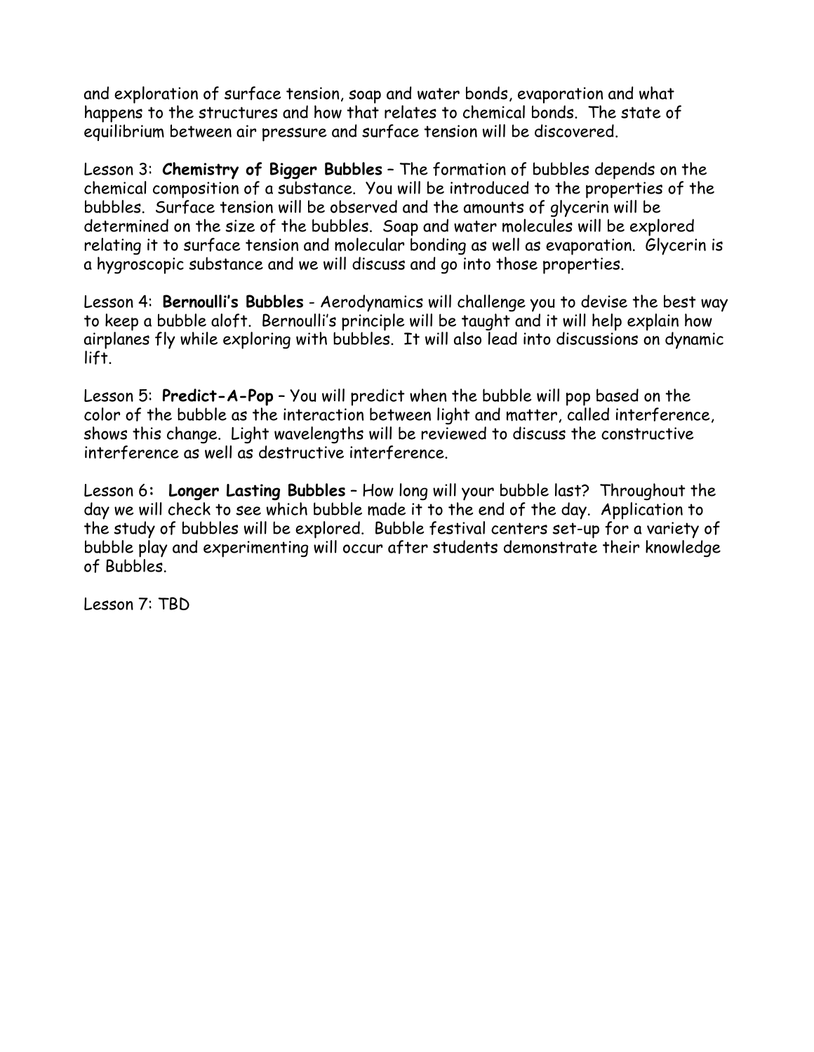and exploration of surface tension, soap and water bonds, evaporation and what happens to the structures and how that relates to chemical bonds. The state of equilibrium between air pressure and surface tension will be discovered.

Lesson 3: **Chemistry of Bigger Bubbles** – The formation of bubbles depends on the chemical composition of a substance. You will be introduced to the properties of the bubbles. Surface tension will be observed and the amounts of glycerin will be determined on the size of the bubbles. Soap and water molecules will be explored relating it to surface tension and molecular bonding as well as evaporation. Glycerin is a hygroscopic substance and we will discuss and go into those properties.

Lesson 4: **Bernoulli's Bubbles** - Aerodynamics will challenge you to devise the best way to keep a bubble aloft. Bernoulli's principle will be taught and it will help explain how airplanes fly while exploring with bubbles. It will also lead into discussions on dynamic lift.

Lesson 5: **Predict-A-Pop** – You will predict when the bubble will pop based on the color of the bubble as the interaction between light and matter, called interference, shows this change. Light wavelengths will be reviewed to discuss the constructive interference as well as destructive interference.

Lesson 6**:** **Longer Lasting Bubbles** – How long will your bubble last? Throughout the day we will check to see which bubble made it to the end of the day. Application to the study of bubbles will be explored. Bubble festival centers set-up for a variety of bubble play and experimenting will occur after students demonstrate their knowledge of Bubbles.

Lesson 7: TBD